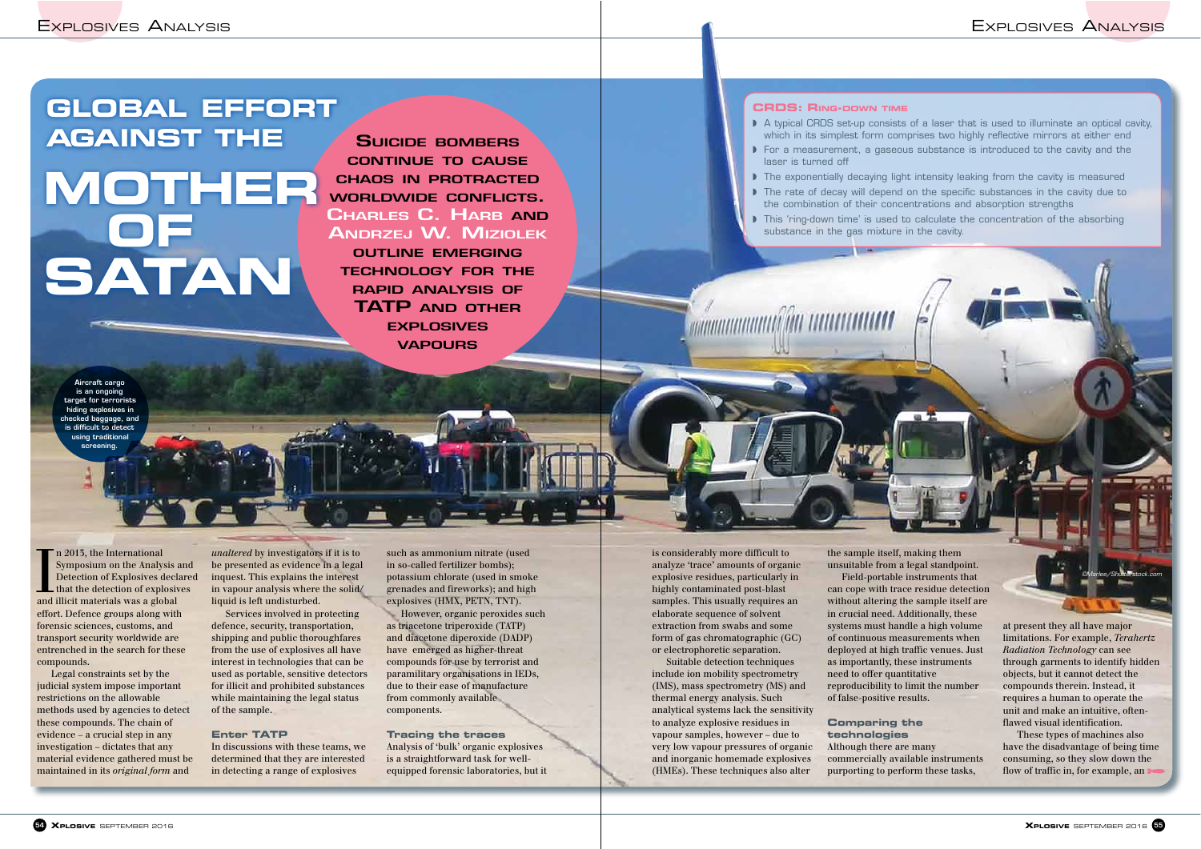# GLOBAL EFFORT AGAINST THE MOTHER OF SATAN

**Suicide bombers continue to cause chaos in protracted worldwide conflicts. Charles C. Harb and Andrzej W. Miziolek outline emerging technology for the rapid analysis of TATP and other explosives vapours**

Aircraft cargo is an ongoing target for terrorists hiding explosives in checked baggage, and is difficult to detect using traditional screening.

## CRDS: Ring-down time

- A typical CRDS set-up consists of a laser that is used to illuminate an optical cavity, which in its simplest form comprises two highly reflective mirrors at either end
- For a measurement, a gaseous substance is introduced to the cavity and the laser is turned off
- The exponentially decaying light intensity leaking from the cavity is measured
- The rate of decay will depend on the specific substances in the cavity due to the combination of their concentrations and absorption strengths
- This 'ring-down time' is used to calculate the concentration of the absorbing substance in the gas mixture in the cavity.

In 2013, the International Symposium on the Analysis and Detection of Explosives declared that the detection of explosives and illicit materials was a global effort. Defence groups along with forensic sciences, customs, and transport security worldwide are entrenched in the search for these compounds.

Legal constraints set by the judicial system impose important restrictions on the allowable methods used by agencies to detect these compounds. The chain of evidence – a crucial step in any investigation – dictates that any material evidence gathered must be maintained in its *original form* and *unaltered* by investigators if it is to be presented as evidence in a legal inquest. This explains the interest in vapour analysis where the solid/liquid is left undisturbed.

Services involved in protecting defence, security, transportation, shipping and public thoroughfares from the use of explosives all have interest in technologies that can be used as portable, sensitive detectors for illicit and prohibited substances while maintaining the legal status of the sample.

### Enter TATP

In discussions with these teams, we determined that they are interested in detecting a range of explosives such as ammonium nitrate (used in so-called fertilizer bombs); potassium chlorate (used in smoke grenades and fireworks); and high explosives (HMX, PETN, TNT).

However, organic peroxides such as triacetone triperoxide (TATP) and diacetone diperoxide (DADP) have emerged as higher-threat compounds for use by terrorist and paramilitary organisations in IEDs, due to their ease of manufacture from commonly available components.

### Tracing the traces

Analysis of 'bulk' organic explosives is a straightforward task for well-equipped forensic laboratories, but it is considerably more difficult to analyze 'trace' amounts of organic explosive residues, particularly in highly contaminated post-blast samples. This usually requires an elaborate sequence of solvent extraction from swabs and some form of gas chromatographic (GC) or electrophoretic separation.

Suitable detection techniques include ion mobility spectrometry (IMS), mass spectrometry (MS) and thermal energy analysis. Such analytical systems lack the sensitivity to analyze explosive residues in vapour samples, however – due to very low vapour pressures of organic and inorganic homemade explosives (HMEs). These techniques also alter the sample itself, making them unsuitable from a legal standpoint.

Field-portable instruments that can cope with trace residue detection without altering the sample itself are in crucial need. Additionally, these systems must handle a high volume of continuous measurements when deployed at high traffic venues. Just as importantly, these instruments need to offer quantitative reproducibility to limit the number of false-positive results.

### Comparing the technologies

Although there are many commercially available instruments purporting to perform these tasks, at present they all have major limitations. For example, *Terahertz Radiation Technology* can see through garments to identify hidden objects, but it cannot detect the compounds therein. Instead, it requires a human to operate the unit and make an intuitive, often-flawed visual identification.

These types of machines also have the disadvantage of being time consuming, so they slow down the flow of traffic in, for example, an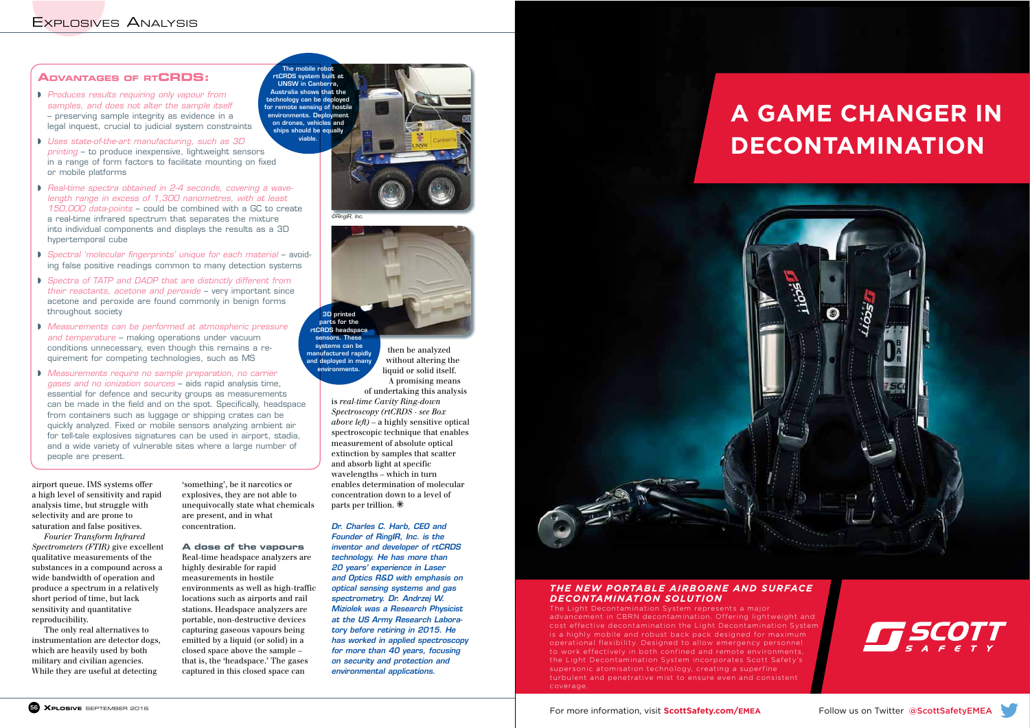## Advantages of rtCRDS:

- *Produces results requiring only vapour from samples, and does not alter the sample itself* – preserving sample integrity as evidence in a legal inquest, crucial to judicial system constraints
- *Uses state-of-the-art manufacturing, such as 3D printing* – to produce inexpensive, lightweight sensors in a range of form factors to facilitate mounting on fixed or mobile platforms
- *Real-time spectra obtained in 2-4 seconds, covering a wavelength range in excess of 1,300 nanometres, with at least 150,000 data-points* – could be combined with a GC to create a real-time infrared spectrum that separates the mixture into individual components and displays the results as a 3D hypertemporal cube
- *Spectral 'molecular fingerprints' unique for each material* – avoiding false positive readings common to many detection systems
- *Spectra of TATP and DADP that are distinctly different from their reactants, acetone and peroxide* – very important since acetone and peroxide are found commonly in benign forms throughout society
- *Measurements can be performed at atmospheric pressure and temperature* – making operations under vacuum conditions unnecessary, even though this remains a requirement for competing technologies, such as MS
- *Measurements require no sample preparation, no carrier gases and no ionization sources* – aids rapid analysis time, essential for defence and security groups as measurements can be made in the field and on the spot. Specifically, headspace from containers such as luggage or shipping crates can be quickly analyzed. Fixed or mobile sensors analyzing ambient air for tell-tale explosives signatures can be used in airport, stadia, and a wide variety of vulnerable sites where a large number of people are present.

The mobile robot rtCRDS system built at UNSW in Canberra, Australia shows that the technology can be deployed for remote sensing of hostile environments. Deployment on drones, vehicles and ships should be equally viable.

©RingIR, Inc.

3D printed parts for the rtCRDS headspace sensors. These systems can be manufactured rapidly and deployed in many environments.

airport queue. IMS systems offer a high level of sensitivity and rapid analysis time, but struggle with selectivity and are prone to saturation and false positives.

*Fourier Transform Infrared Spectrometers (FTIR)* give excellent qualitative measurements of the substances in a compound across a wide bandwidth of operation and produce a spectrum in a relatively short period of time, but lack sensitivity and quantitative reproducibility.

The only real alternatives to instrumentation are detector dogs, which are heavily used by both military and civilian agencies. While they are useful at detecting 'something', be it narcotics or explosives, they are not able to unequivocally state what chemicals are present, and in what concentration.

### A dose of the vapours

Real-time headspace analyzers are highly desirable for rapid measurements in hostile environments as well as high-traffic locations such as airports and rail stations. Headspace analyzers are portable, non-destructive devices capturing gaseous vapours being emitted by a liquid (or solid) in a closed space above the sample – that is, the 'headspace.' The gases captured in this closed space can then be analyzed without altering the liquid or solid itself.

A promising means of undertaking this analysis is *real-time Cavity Ring-down Spectroscopy (rtCRDS - see Box above left)* – a highly sensitive optical spectroscopic technique that enables measurement of absolute optical extinction by samples that scatter and absorb light at specific wavelengths – which in turn enables determination of molecular concentration down to a level of parts per trillion. ✷

*Dr. Charles C. Harb, CEO and Founder of RingIR, Inc. is the inventor and developer of rtCRDS technology. He has more than 20 years' experience in Laser and Optics R&D with emphasis on optical sensing systems and gas spectrometry. Dr. Andrzej W. Miziolek was a Research Physicist at the US Army Research Laboratory before retiring in 2015. He has worked in applied spectroscopy for more than 40 years, focusing on security and protection and environmental applications.*

# A GAME CHANGER IN DECONTAMINATION

### THE NEW PORTABLE AIRBORNE AND SURFACE DECONTAMINATION SOLUTION

The Light Decontamination System represents a major advancement in CBRN decontamination. Offering lightweight and cost effective decontamination the Light Decontamination System is a highly mobile and robust back pack designed for maximum operational flexibility. Designed to allow emergency personnel to work effectively in both confined and remote environments, the Light Decontamination System incorporates Scott Safety's supersonic atomisation technology, creating a superfine turbulent and penetrative mist to ensure even and consistent coverage.

SCOTT SAFETY

For more information, visit **ScottSafety.com/EMEA**

Follow us on Twitter **@ScottSafetyEMEA**